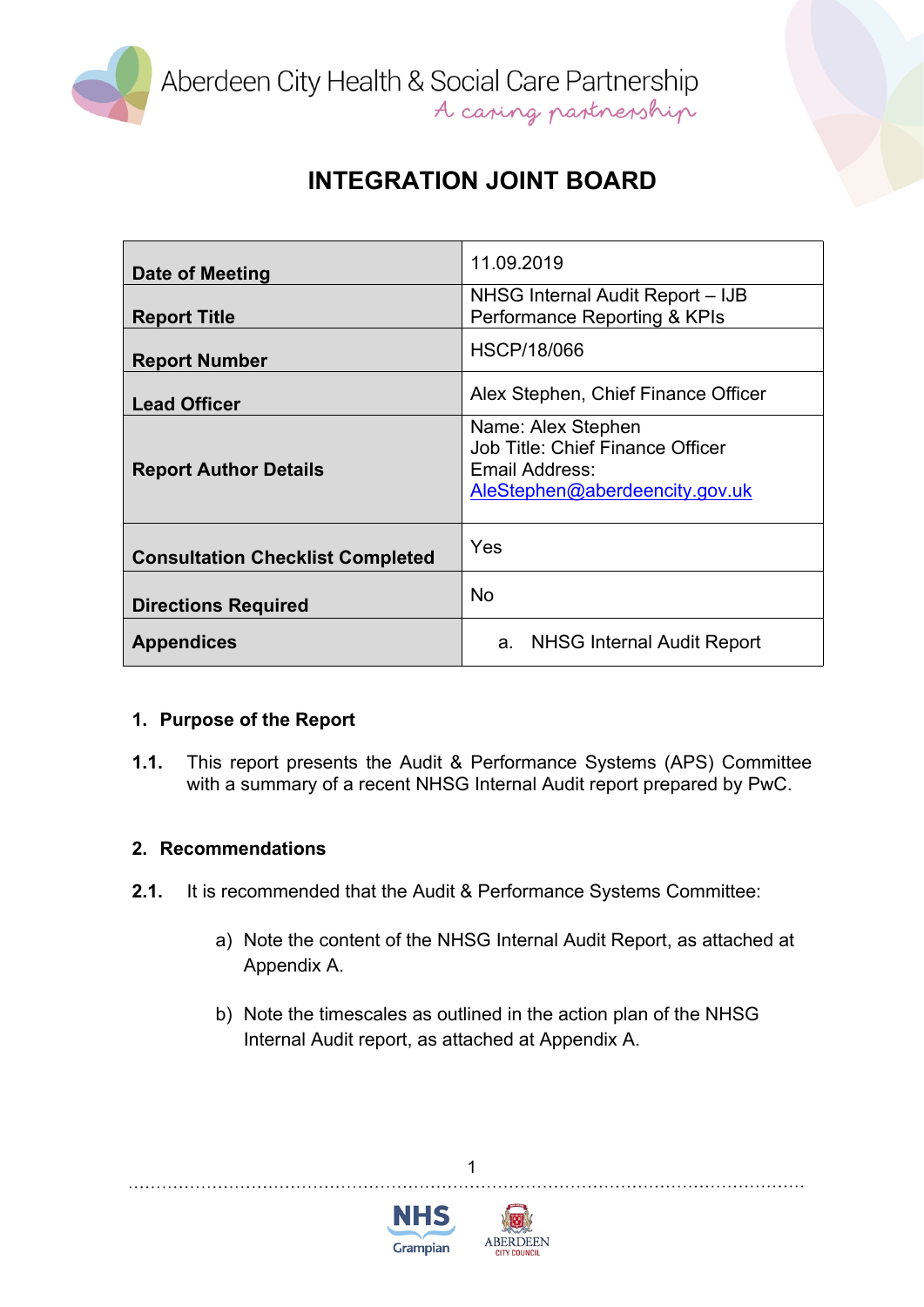Aberdeen City Health & Social Care Partnership
A caring partnership

# INTEGRATION JOINT BOARD

| | |
|---|---|
| **Date of Meeting** | 11.09.2019 |
| **Report Title** | NHSG Internal Audit Report – IJB Performance Reporting & KPIs |
| **Report Number** | HSCP/18/066 |
| **Lead Officer** | Alex Stephen, Chief Finance Officer |
| **Report Author Details** | Name: Alex Stephen<br>Job Title: Chief Finance Officer<br>Email Address: AleStephen@aberdeencity.gov.uk |
| **Consultation Checklist Completed** | Yes |
| **Directions Required** | No |
| **Appendices** | a. NHSG Internal Audit Report |

## 1. Purpose of the Report

**1.1.** This report presents the Audit & Performance Systems (APS) Committee with a summary of a recent NHSG Internal Audit report prepared by PwC.

## 2. Recommendations

**2.1.** It is recommended that the Audit & Performance Systems Committee:

a) Note the content of the NHSG Internal Audit Report, as attached at Appendix A.

b) Note the timescales as outlined in the action plan of the NHSG Internal Audit report, as attached at Appendix A.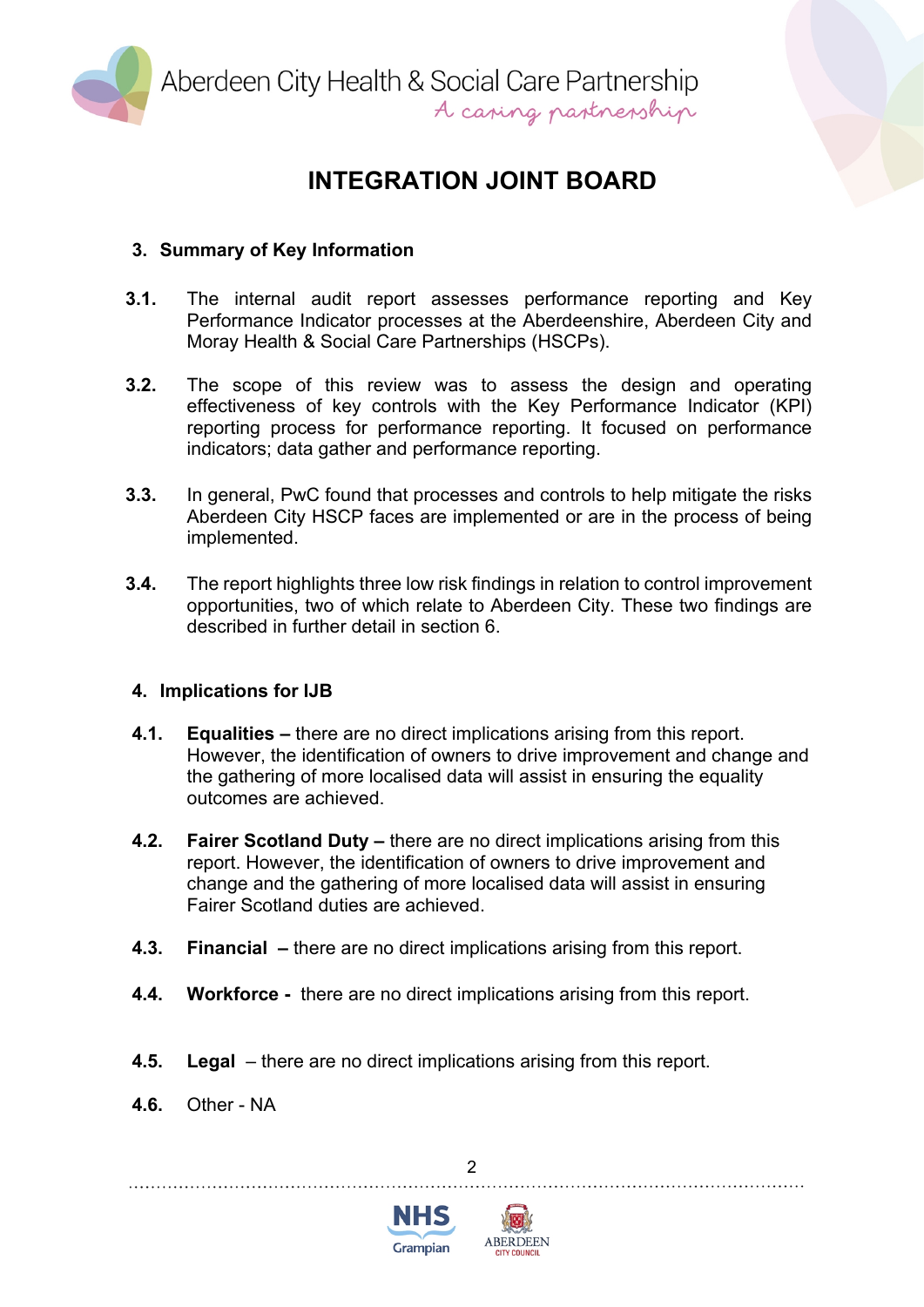## 3. Summary of Key Information

**3.1.** The internal audit report assesses performance reporting and Key Performance Indicator processes at the Aberdeenshire, Aberdeen City and Moray Health & Social Care Partnerships (HSCPs).

**3.2.** The scope of this review was to assess the design and operating effectiveness of key controls with the Key Performance Indicator (KPI) reporting process for performance reporting. It focused on performance indicators; data gather and performance reporting.

**3.3.** In general, PwC found that processes and controls to help mitigate the risks Aberdeen City HSCP faces are implemented or are in the process of being implemented.

**3.4.** The report highlights three low risk findings in relation to control improvement opportunities, two of which relate to Aberdeen City. These two findings are described in further detail in section 6.

## 4. Implications for IJB

**4.1.** **Equalities –** there are no direct implications arising from this report. However, the identification of owners to drive improvement and change and the gathering of more localised data will assist in ensuring the equality outcomes are achieved.

**4.2.** **Fairer Scotland Duty –** there are no direct implications arising from this report. However, the identification of owners to drive improvement and change and the gathering of more localised data will assist in ensuring Fairer Scotland duties are achieved.

**4.3.** **Financial –** there are no direct implications arising from this report.

**4.4.** **Workforce -** there are no direct implications arising from this report.

**4.5.** **Legal** – there are no direct implications arising from this report.

**4.6.** Other - NA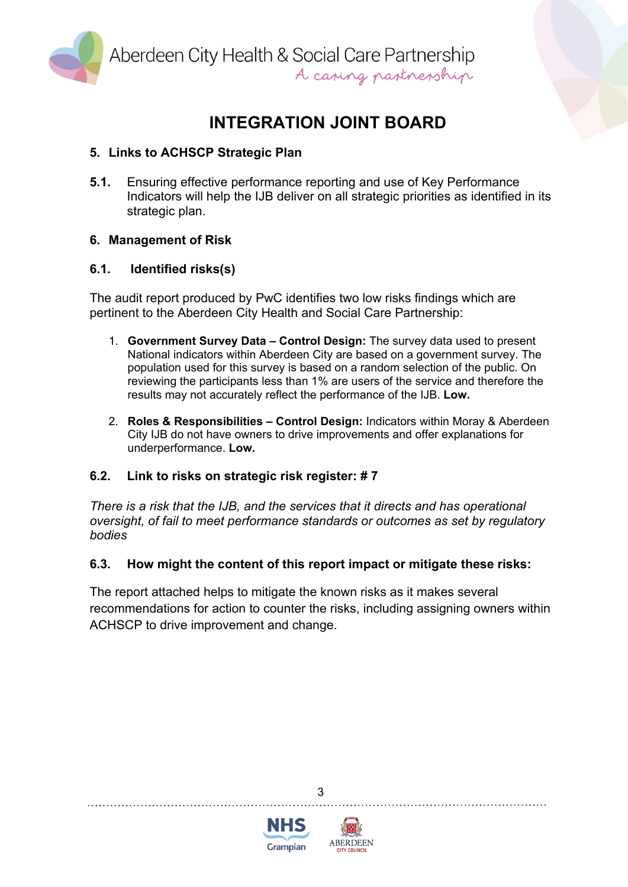## 5. Links to ACHSCP Strategic Plan

**5.1.** Ensuring effective performance reporting and use of Key Performance Indicators will help the IJB deliver on all strategic priorities as identified in its strategic plan.

## 6. Management of Risk

### 6.1. Identified risks(s)

The audit report produced by PwC identifies two low risks findings which are pertinent to the Aberdeen City Health and Social Care Partnership:

1. **Government Survey Data – Control Design:** The survey data used to present National indicators within Aberdeen City are based on a government survey. The population used for this survey is based on a random selection of the public. On reviewing the participants less than 1% are users of the service and therefore the results may not accurately reflect the performance of the IJB. **Low.**

2. **Roles & Responsibilities – Control Design:** Indicators within Moray & Aberdeen City IJB do not have owners to drive improvements and offer explanations for underperformance. **Low.**

### 6.2. Link to risks on strategic risk register: # 7

*There is a risk that the IJB, and the services that it directs and has operational oversight, of fail to meet performance standards or outcomes as set by regulatory bodies*

### 6.3. How might the content of this report impact or mitigate these risks:

The report attached helps to mitigate the known risks as it makes several recommendations for action to counter the risks, including assigning owners within ACHSCP to drive improvement and change.